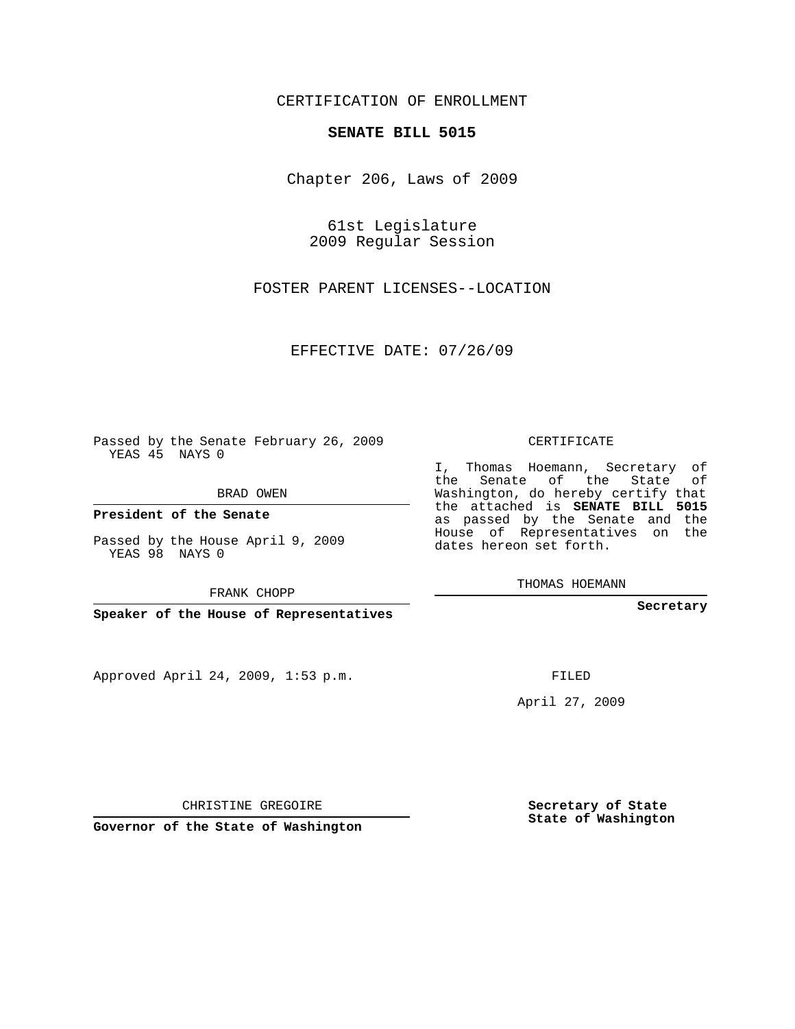CERTIFICATION OF ENROLLMENT

# SENATE BILL 5015

Chapter 206, Laws of 2009

61st Legislature
2009 Regular Session

FOSTER PARENT LICENSES--LOCATION

EFFECTIVE DATE: 07/26/09

Passed by the Senate February 26, 2009
YEAS 45 NAYS 0

BRAD OWEN

**President of the Senate**

Passed by the House April 9, 2009
YEAS 98 NAYS 0

FRANK CHOPP

**Speaker of the House of Representatives**

CERTIFICATE

I, Thomas Hoemann, Secretary of the Senate of the State of Washington, do hereby certify that the attached is **SENATE BILL 5015** as passed by the Senate and the House of Representatives on the dates hereon set forth.

THOMAS HOEMANN

**Secretary**

Approved April 24, 2009, 1:53 p.m.

FILED

April 27, 2009

CHRISTINE GREGOIRE

**Governor of the State of Washington**

**Secretary of State**
**State of Washington**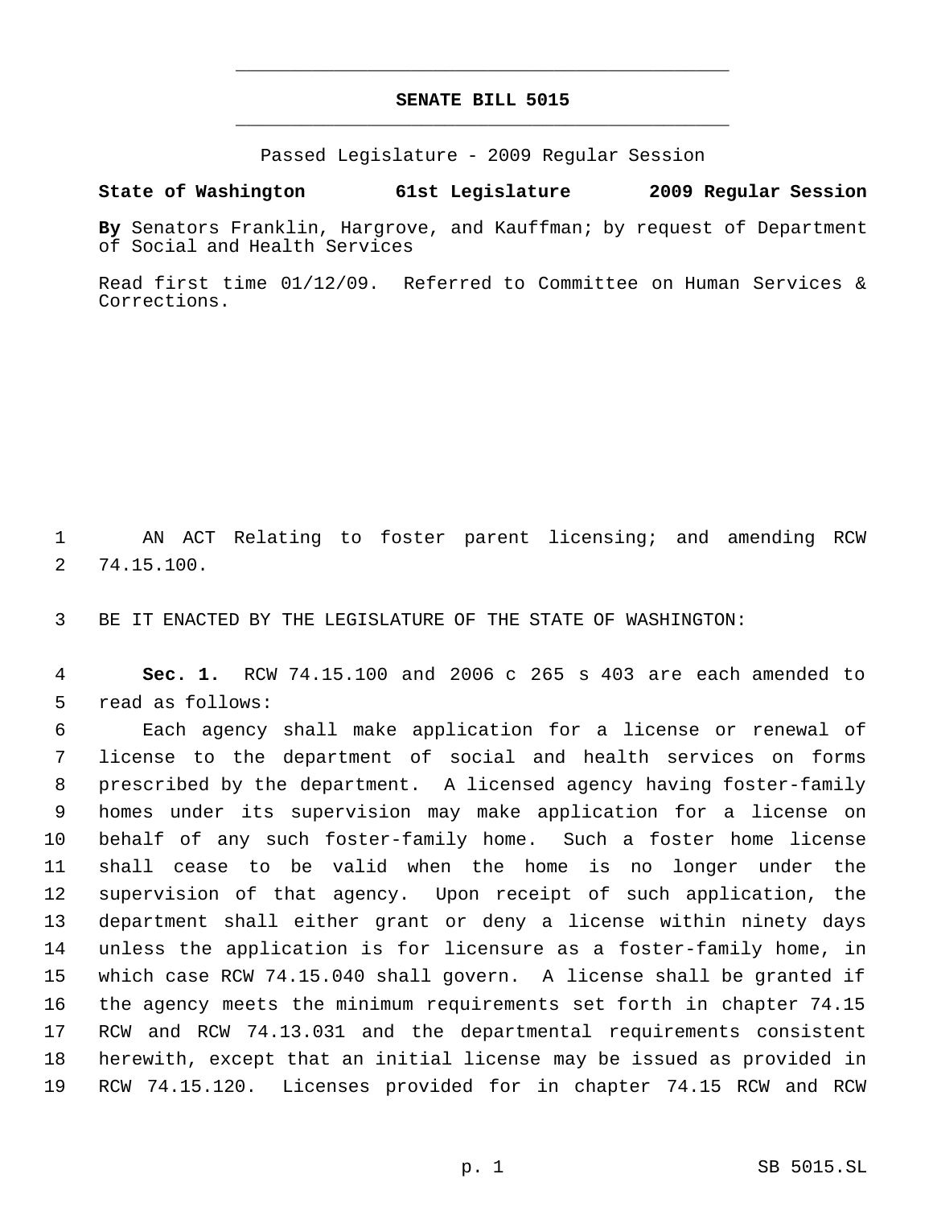# SENATE BILL 5015

Passed Legislature - 2009 Regular Session

**State of Washington 61st Legislature 2009 Regular Session**

**By** Senators Franklin, Hargrove, and Kauffman; by request of Department of Social and Health Services

Read first time 01/12/09. Referred to Committee on Human Services & Corrections.

1 AN ACT Relating to foster parent licensing; and amending RCW
2 74.15.100.

3 BE IT ENACTED BY THE LEGISLATURE OF THE STATE OF WASHINGTON:

4 **Sec. 1.** RCW 74.15.100 and 2006 c 265 s 403 are each amended to
5 read as follows:

6 Each agency shall make application for a license or renewal of
7 license to the department of social and health services on forms
8 prescribed by the department. A licensed agency having foster-family
9 homes under its supervision may make application for a license on
10 behalf of any such foster-family home. Such a foster home license
11 shall cease to be valid when the home is no longer under the
12 supervision of that agency. Upon receipt of such application, the
13 department shall either grant or deny a license within ninety days
14 unless the application is for licensure as a foster-family home, in
15 which case RCW 74.15.040 shall govern. A license shall be granted if
16 the agency meets the minimum requirements set forth in chapter 74.15
17 RCW and RCW 74.13.031 and the departmental requirements consistent
18 herewith, except that an initial license may be issued as provided in
19 RCW 74.15.120. Licenses provided for in chapter 74.15 RCW and RCW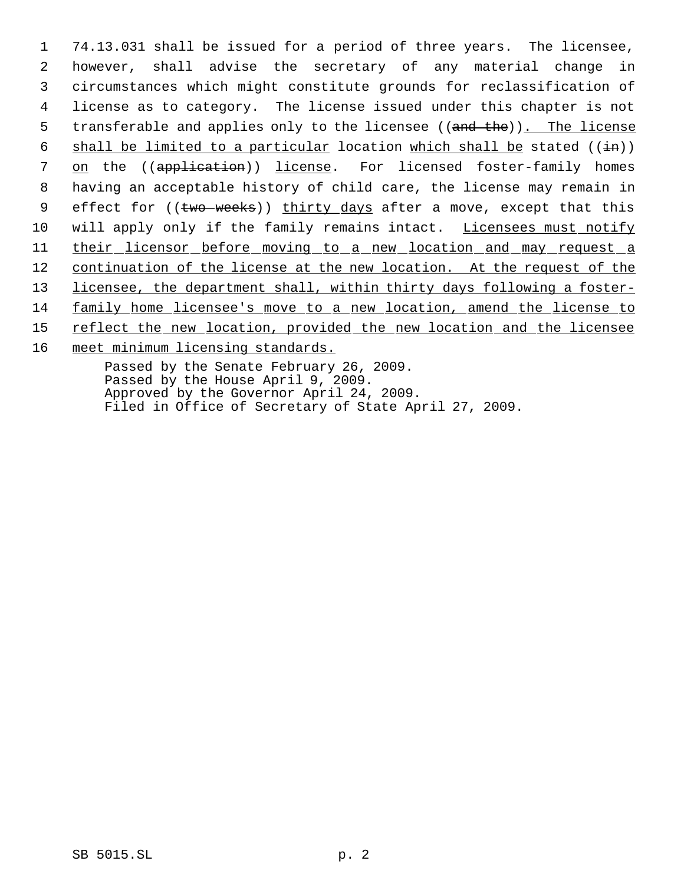74.13.031 shall be issued for a period of three years. The licensee, however, shall advise the secretary of any material change in circumstances which might constitute grounds for reclassification of license as to category. The license issued under this chapter is not transferable and applies only to the licensee ((~~and the~~)). The license shall be limited to a particular location which shall be stated ((~~in~~)) on the ((~~application~~)) license. For licensed foster-family homes having an acceptable history of child care, the license may remain in effect for ((~~two weeks~~)) thirty days after a move, except that this will apply only if the family remains intact. Licensees must notify their licensor before moving to a new location and may request a continuation of the license at the new location. At the request of the licensee, the department shall, within thirty days following a foster-family home licensee's move to a new location, amend the license to reflect the new location, provided the new location and the licensee meet minimum licensing standards.

Passed by the Senate February 26, 2009.
Passed by the House April 9, 2009.
Approved by the Governor April 24, 2009.
Filed in Office of Secretary of State April 27, 2009.